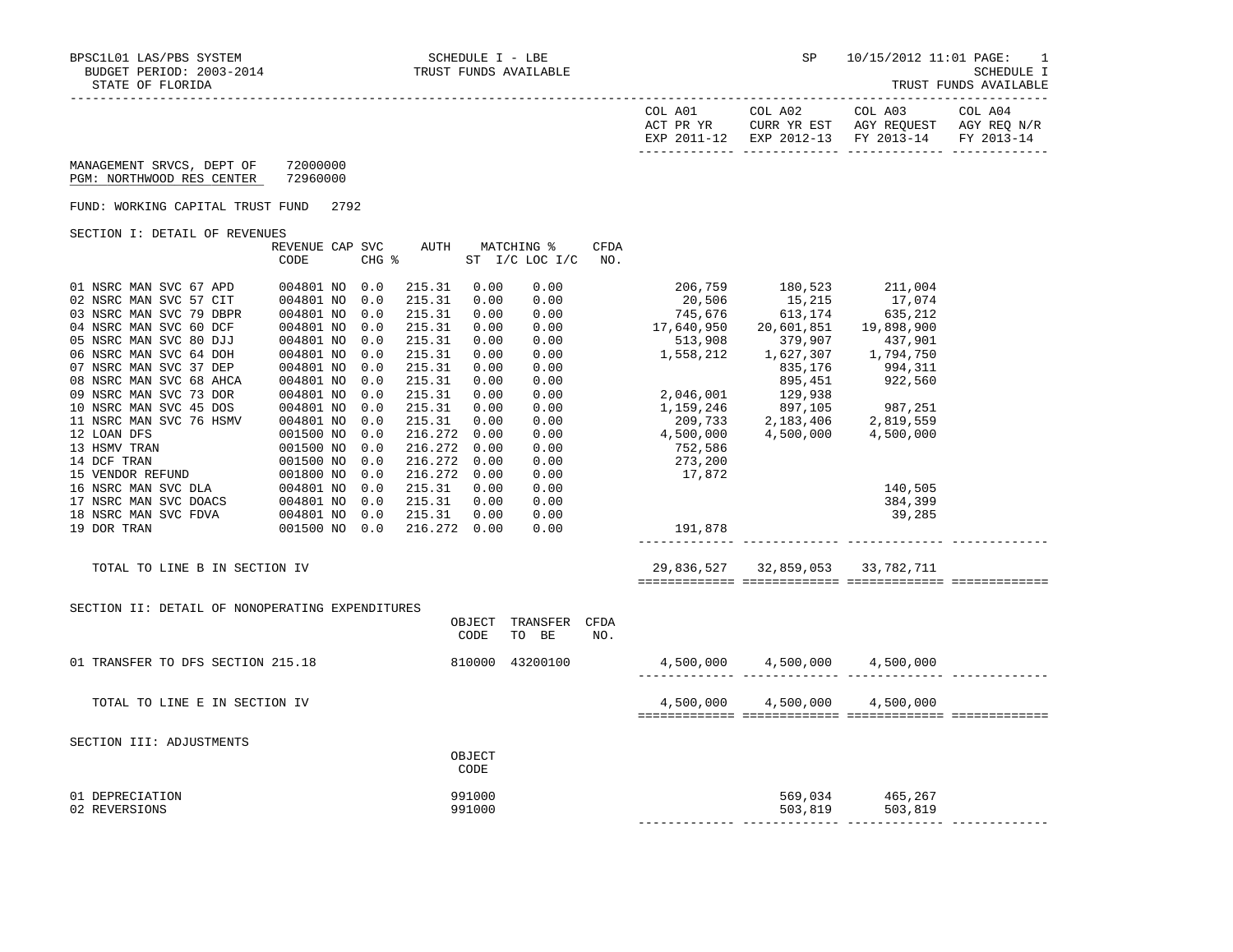BPSC1L01 LAS/PBS SYSTEM
BUDGET PERIOD: 2003-2014
STATE OF FLORIDA

SCHEDULE I - LBE
TRUST FUNDS AVAILABLE

SP 10/15/2012 11:01
SCHEDULE I
TRUST FUNDS AVAILABLE

| | COL A01 ACT PR YR EXP 2011-12 | COL A02 CURR YR EST EXP 2012-13 | COL A03 AGY REQUEST FY 2013-14 | COL A04 AGY REQ N/R FY 2013-14 |
|---|---|---|---|---|

MANAGEMENT SRVCS, DEPT OF 72000000
PGM: NORTHWOOD RES CENTER 72960000

FUND: WORKING CAPITAL TRUST FUND 2792

## SECTION I: DETAIL OF REVENUES

| | REVENUE CODE | CAP | SVC CHG % | AUTH ST | MATCHING % I/C | LOC I/C | CFDA NO. | COL A01 | COL A02 | COL A03 | COL A04 |
|---|---|---|---|---|---|---|---|---|---|---|---|
| 01 NSRC MAN SVC 67 APD | 004801 | NO | 0.0 | 215.31 | 0.00 | 0.00 | | 206,759 | 180,523 | 211,004 | |
| 02 NSRC MAN SVC 57 CIT | 004801 | NO | 0.0 | 215.31 | 0.00 | 0.00 | | 20,506 | 15,215 | 17,074 | |
| 03 NSRC MAN SVC 79 DBPR | 004801 | NO | 0.0 | 215.31 | 0.00 | 0.00 | | 745,676 | 613,174 | 635,212 | |
| 04 NSRC MAN SVC 60 DCF | 004801 | NO | 0.0 | 215.31 | 0.00 | 0.00 | | 17,640,950 | 20,601,851 | 19,898,900 | |
| 05 NSRC MAN SVC 80 DJJ | 004801 | NO | 0.0 | 215.31 | 0.00 | 0.00 | | 513,908 | 379,907 | 437,901 | |
| 06 NSRC MAN SVC 64 DOH | 004801 | NO | 0.0 | 215.31 | 0.00 | 0.00 | | 1,558,212 | 1,627,307 | 1,794,750 | |
| 07 NSRC MAN SVC 37 DEP | 004801 | NO | 0.0 | 215.31 | 0.00 | 0.00 | | | 835,176 | 994,311 | |
| 08 NSRC MAN SVC 68 AHCA | 004801 | NO | 0.0 | 215.31 | 0.00 | 0.00 | | | 895,451 | 922,560 | |
| 09 NSRC MAN SVC 73 DOR | 004801 | NO | 0.0 | 215.31 | 0.00 | 0.00 | | 2,046,001 | 129,938 | | |
| 10 NSRC MAN SVC 45 DOS | 004801 | NO | 0.0 | 215.31 | 0.00 | 0.00 | | 1,159,246 | 897,105 | 987,251 | |
| 11 NSRC MAN SVC 76 HSMV | 004801 | NO | 0.0 | 215.31 | 0.00 | 0.00 | | 209,733 | 2,183,406 | 2,819,559 | |
| 12 LOAN DFS | 001500 | NO | 0.0 | 216.272 | 0.00 | 0.00 | | 4,500,000 | 4,500,000 | 4,500,000 | |
| 13 HSMV TRAN | 001500 | NO | 0.0 | 216.272 | 0.00 | 0.00 | | 752,586 | | | |
| 14 DCF TRAN | 001500 | NO | 0.0 | 216.272 | 0.00 | 0.00 | | 273,200 | | | |
| 15 VENDOR REFUND | 001800 | NO | 0.0 | 216.272 | 0.00 | 0.00 | | 17,872 | | | |
| 16 NSRC MAN SVC DLA | 004801 | NO | 0.0 | 215.31 | 0.00 | 0.00 | | | | 140,505 | |
| 17 NSRC MAN SVC DOACS | 004801 | NO | 0.0 | 215.31 | 0.00 | 0.00 | | | | 384,399 | |
| 18 NSRC MAN SVC FDVA | 004801 | NO | 0.0 | 215.31 | 0.00 | 0.00 | | | | 39,285 | |
| 19 DOR TRAN | 001500 | NO | 0.0 | 216.272 | 0.00 | 0.00 | | 191,878 | | | |
| TOTAL TO LINE B IN SECTION IV | | | | | | | | 29,836,527 | 32,859,053 | 33,782,711 | |

## SECTION II: DETAIL OF NONOPERATING EXPENDITURES

| | OBJECT CODE | TRANSFER TO BE | CFDA NO. | COL A01 | COL A02 | COL A03 | COL A04 |
|---|---|---|---|---|---|---|---|
| 01 TRANSFER TO DFS SECTION 215.18 | 810000 | 43200100 | | 4,500,000 | 4,500,000 | 4,500,000 | |
| TOTAL TO LINE E IN SECTION IV | | | | 4,500,000 | 4,500,000 | 4,500,000 | |

## SECTION III: ADJUSTMENTS

| | OBJECT CODE | COL A01 | COL A02 | COL A03 | COL A04 |
|---|---|---|---|---|---|
| 01 DEPRECIATION | 991000 | | 569,034 | 465,267 | |
| 02 REVERSIONS | 991000 | | 503,819 | 503,819 | |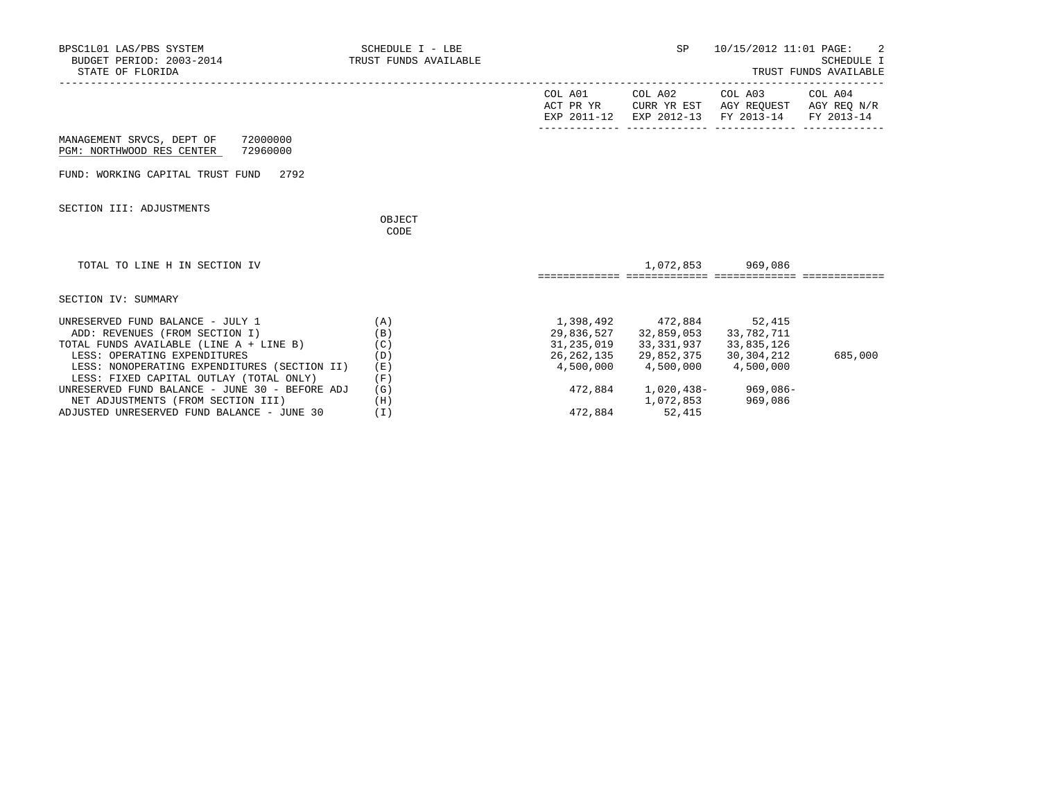BPSC1L01 LAS/PBS SYSTEM SCHEDULE I - LBE SP 10/15/2012 11:01 PAGE: 2
BUDGET PERIOD: 2003-2014 TRUST FUNDS AVAILABLE SCHEDULE I
STATE OF FLORIDA TRUST FUNDS AVAILABLE

| | | COL A01 ACT PR YR EXP 2011-12 | COL A02 CURR YR EST EXP 2012-13 | COL A03 AGY REQUEST FY 2013-14 | COL A04 AGY REQ N/R FY 2013-14 |
|---|---|---|---|---|---|

MANAGEMENT SRVCS, DEPT OF 72000000
PGM: NORTHWOOD RES CENTER 72960000

FUND: WORKING CAPITAL TRUST FUND 2792

SECTION III: ADJUSTMENTS

| | OBJECT CODE | COL A01 | COL A02 | COL A03 | COL A04 |
|---|---|---|---|---|---|
| TOTAL TO LINE H IN SECTION IV | | | 1,072,853 | 969,086 | |

SECTION IV: SUMMARY

| | | COL A01 | COL A02 | COL A03 | COL A04 |
|---|---|---|---|---|---|
| UNRESERVED FUND BALANCE - JULY 1 | (A) | 1,398,492 | 472,884 | 52,415 | |
| ADD: REVENUES (FROM SECTION I) | (B) | 29,836,527 | 32,859,053 | 33,782,711 | |
| TOTAL FUNDS AVAILABLE (LINE A + LINE B) | (C) | 31,235,019 | 33,331,937 | 33,835,126 | |
| LESS: OPERATING EXPENDITURES | (D) | 26,262,135 | 29,852,375 | 30,304,212 | 685,000 |
| LESS: NONOPERATING EXPENDITURES (SECTION II) | (E) | 4,500,000 | 4,500,000 | 4,500,000 | |
| LESS: FIXED CAPITAL OUTLAY (TOTAL ONLY) | (F) | | | | |
| UNRESERVED FUND BALANCE - JUNE 30 - BEFORE ADJ | (G) | 472,884 | 1,020,438- | 969,086- | |
| NET ADJUSTMENTS (FROM SECTION III) | (H) | | 1,072,853 | 969,086 | |
| ADJUSTED UNRESERVED FUND BALANCE - JUNE 30 | (I) | 472,884 | 52,415 | | |